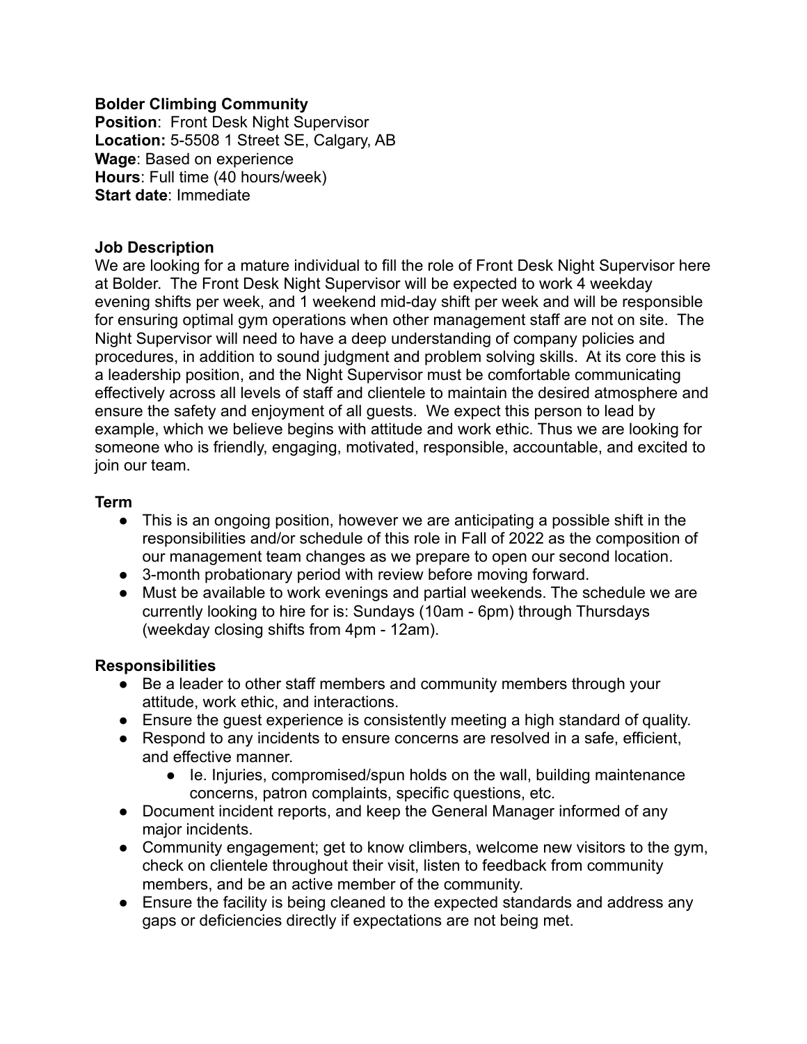**Bolder Climbing Community**
**Position**: Front Desk Night Supervisor
**Location:** 5-5508 1 Street SE, Calgary, AB
**Wage**: Based on experience
**Hours**: Full time (40 hours/week)
**Start date**: Immediate

**Job Description**

We are looking for a mature individual to fill the role of Front Desk Night Supervisor here at Bolder. The Front Desk Night Supervisor will be expected to work 4 weekday evening shifts per week, and 1 weekend mid-day shift per week and will be responsible for ensuring optimal gym operations when other management staff are not on site. The Night Supervisor will need to have a deep understanding of company policies and procedures, in addition to sound judgment and problem solving skills. At its core this is a leadership position, and the Night Supervisor must be comfortable communicating effectively across all levels of staff and clientele to maintain the desired atmosphere and ensure the safety and enjoyment of all guests. We expect this person to lead by example, which we believe begins with attitude and work ethic. Thus we are looking for someone who is friendly, engaging, motivated, responsible, accountable, and excited to join our team.

**Term**

- This is an ongoing position, however we are anticipating a possible shift in the responsibilities and/or schedule of this role in Fall of 2022 as the composition of our management team changes as we prepare to open our second location.
- 3-month probationary period with review before moving forward.
- Must be available to work evenings and partial weekends. The schedule we are currently looking to hire for is: Sundays (10am - 6pm) through Thursdays (weekday closing shifts from 4pm - 12am).

**Responsibilities**

- Be a leader to other staff members and community members through your attitude, work ethic, and interactions.
- Ensure the guest experience is consistently meeting a high standard of quality.
- Respond to any incidents to ensure concerns are resolved in a safe, efficient, and effective manner.
  - Ie. Injuries, compromised/spun holds on the wall, building maintenance concerns, patron complaints, specific questions, etc.
- Document incident reports, and keep the General Manager informed of any major incidents.
- Community engagement; get to know climbers, welcome new visitors to the gym, check on clientele throughout their visit, listen to feedback from community members, and be an active member of the community.
- Ensure the facility is being cleaned to the expected standards and address any gaps or deficiencies directly if expectations are not being met.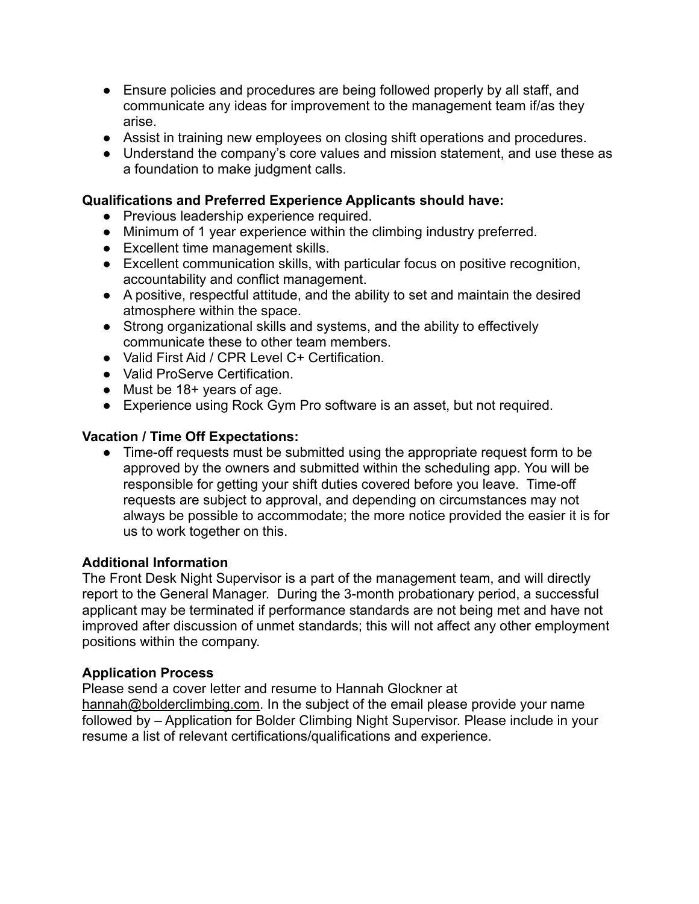- Ensure policies and procedures are being followed properly by all staff, and communicate any ideas for improvement to the management team if/as they arise.
- Assist in training new employees on closing shift operations and procedures.
- Understand the company's core values and mission statement, and use these as a foundation to make judgment calls.

**Qualifications and Preferred Experience Applicants should have:**

- Previous leadership experience required.
- Minimum of 1 year experience within the climbing industry preferred.
- Excellent time management skills.
- Excellent communication skills, with particular focus on positive recognition, accountability and conflict management.
- A positive, respectful attitude, and the ability to set and maintain the desired atmosphere within the space.
- Strong organizational skills and systems, and the ability to effectively communicate these to other team members.
- Valid First Aid / CPR Level C+ Certification.
- Valid ProServe Certification.
- Must be 18+ years of age.
- Experience using Rock Gym Pro software is an asset, but not required.

**Vacation / Time Off Expectations:**

- Time-off requests must be submitted using the appropriate request form to be approved by the owners and submitted within the scheduling app. You will be responsible for getting your shift duties covered before you leave. Time-off requests are subject to approval, and depending on circumstances may not always be possible to accommodate; the more notice provided the easier it is for us to work together on this.

**Additional Information**

The Front Desk Night Supervisor is a part of the management team, and will directly report to the General Manager. During the 3-month probationary period, a successful applicant may be terminated if performance standards are not being met and have not improved after discussion of unmet standards; this will not affect any other employment positions within the company.

**Application Process**

Please send a cover letter and resume to Hannah Glockner at hannah@bolderclimbing.com. In the subject of the email please provide your name followed by – Application for Bolder Climbing Night Supervisor. Please include in your resume a list of relevant certifications/qualifications and experience.